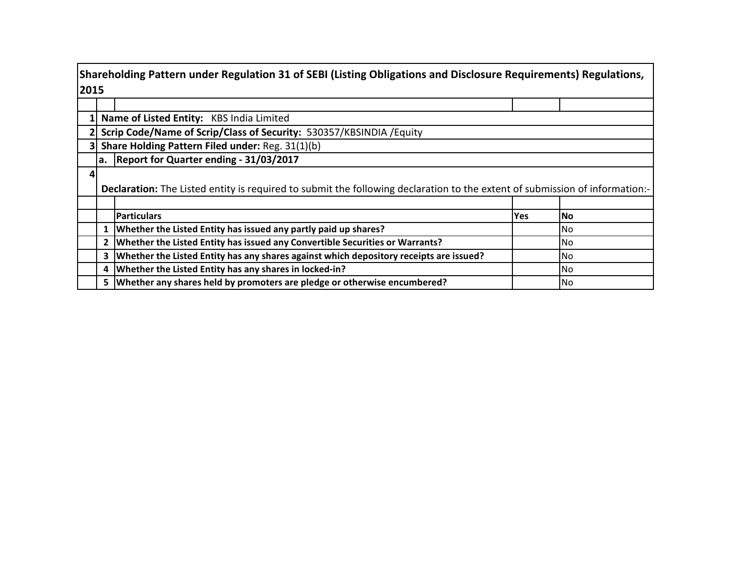# Shareholding Pattern under Regulation 31 of SEBI (Listing Obligations and Disclosure Requirements) Regulations, 2015

1. **Name of Listed Entity:** KBS India Limited
2. **Scrip Code/Name of Scrip/Class of Security:** 530357/KBSINDIA /Equity
3. **Share Holding Pattern Filed under:** Reg. 31(1)(b)
   a. **Report for Quarter ending - 31/03/2017**
4. **Declaration:** The Listed entity is required to submit the following declaration to the extent of submission of information:-

| | Particulars | Yes | No |
|---|---|---|---|
| 1 | Whether the Listed Entity has issued any partly paid up shares? | | No |
| 2 | Whether the Listed Entity has issued any Convertible Securities or Warrants? | | No |
| 3 | Whether the Listed Entity has any shares against which depository receipts are issued? | | No |
| 4 | Whether the Listed Entity has any shares in locked-in? | | No |
| 5 | Whether any shares held by promoters are pledge or otherwise encumbered? | | No |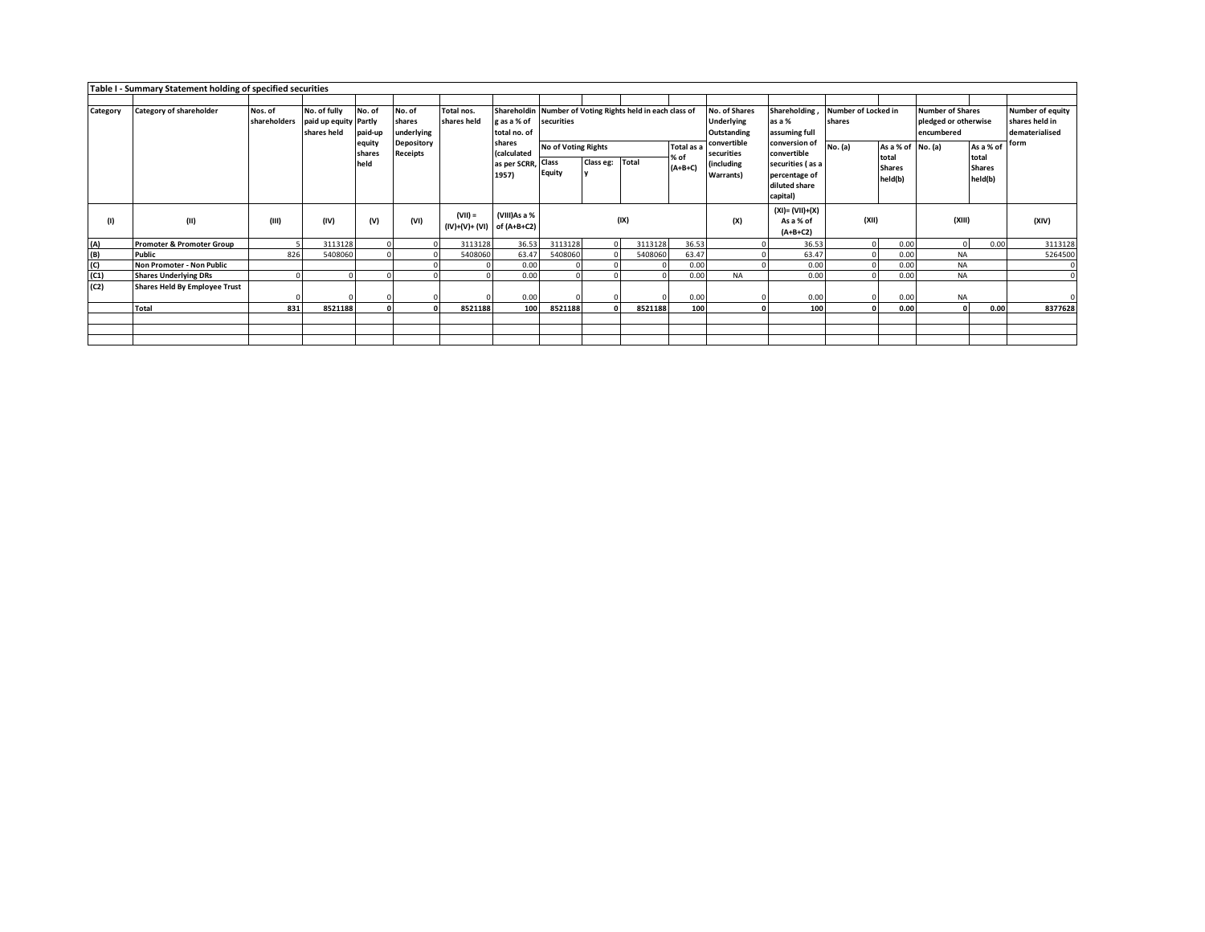## Table I - Summary Statement holding of specified securities

| Category | Category of shareholder | Nos. of shareholders | No. of fully paid up equity shares held | No. of Partly paid-up equity shares held | No. of shares underlying Depository Receipts | Total nos. shares held | Shareholding as a % of total no. of shares (calculated as per SCRR, 1957) | Number of Voting Rights held in each class of securities | | | | No. of Shares Underlying Outstanding convertible securities (including Warrants) | Shareholding , as a % assuming full conversion of convertible securities ( as a percentage of diluted share capital) | Number of Locked in shares | | Number of Shares pledged or otherwise encumbered | | Number of equity shares held in dematerialised form |
|---|---|---|---|---|---|---|---|---|---|---|---|---|---|---|---|---|---|---|
| | | | | | | | | No of Voting Rights | | | Total as a % of (A+B+C) | | | No. (a) | As a % of total Shares held(b) | No. (a) | As a % of total Shares held(b) | |
| | | | | | | | | Class Equity | Class eg: y | Total | | | | | | | | |
| (I) | (II) | (III) | (IV) | (V) | (VI) | (VII) = (IV)+(V)+ (VI) | (VIII)As a % of (A+B+C2) | (IX) | | | | (X) | (XI)= (VII)+(X) As a % of (A+B+C2) | (XII) | | (XIII) | | (XIV) |
| (A) | Promoter & Promoter Group | 5 | 3113128 | 0 | 0 | 3113128 | 36.53 | 3113128 | 0 | 3113128 | 36.53 | 0 | 36.53 | 0 | 0.00 | 0 | 0.00 | 3113128 |
| (B) | Public | 826 | 5408060 | 0 | 0 | 5408060 | 63.47 | 5408060 | 0 | 5408060 | 63.47 | 0 | 63.47 | 0 | 0.00 | NA | | 5264500 |
| (C) | Non Promoter - Non Public | | | | 0 | 0 | 0.00 | 0 | 0 | 0 | 0.00 | 0 | 0.00 | 0 | 0.00 | NA | | 0 |
| (C1) | Shares Underlying DRs | 0 | 0 | 0 | 0 | 0 | 0.00 | 0 | 0 | 0 | 0.00 | NA | 0.00 | 0 | 0.00 | NA | | 0 |
| (C2) | Shares Held By Employee Trust | 0 | 0 | 0 | 0 | 0 | 0.00 | 0 | 0 | 0 | 0.00 | 0 | 0.00 | 0 | 0.00 | NA | | 0 |
| | **Total** | **831** | **8521188** | **0** | **0** | **8521188** | **100** | **8521188** | **0** | **8521188** | **100** | **0** | **100** | **0** | **0.00** | **0** | **0.00** | **8377628** |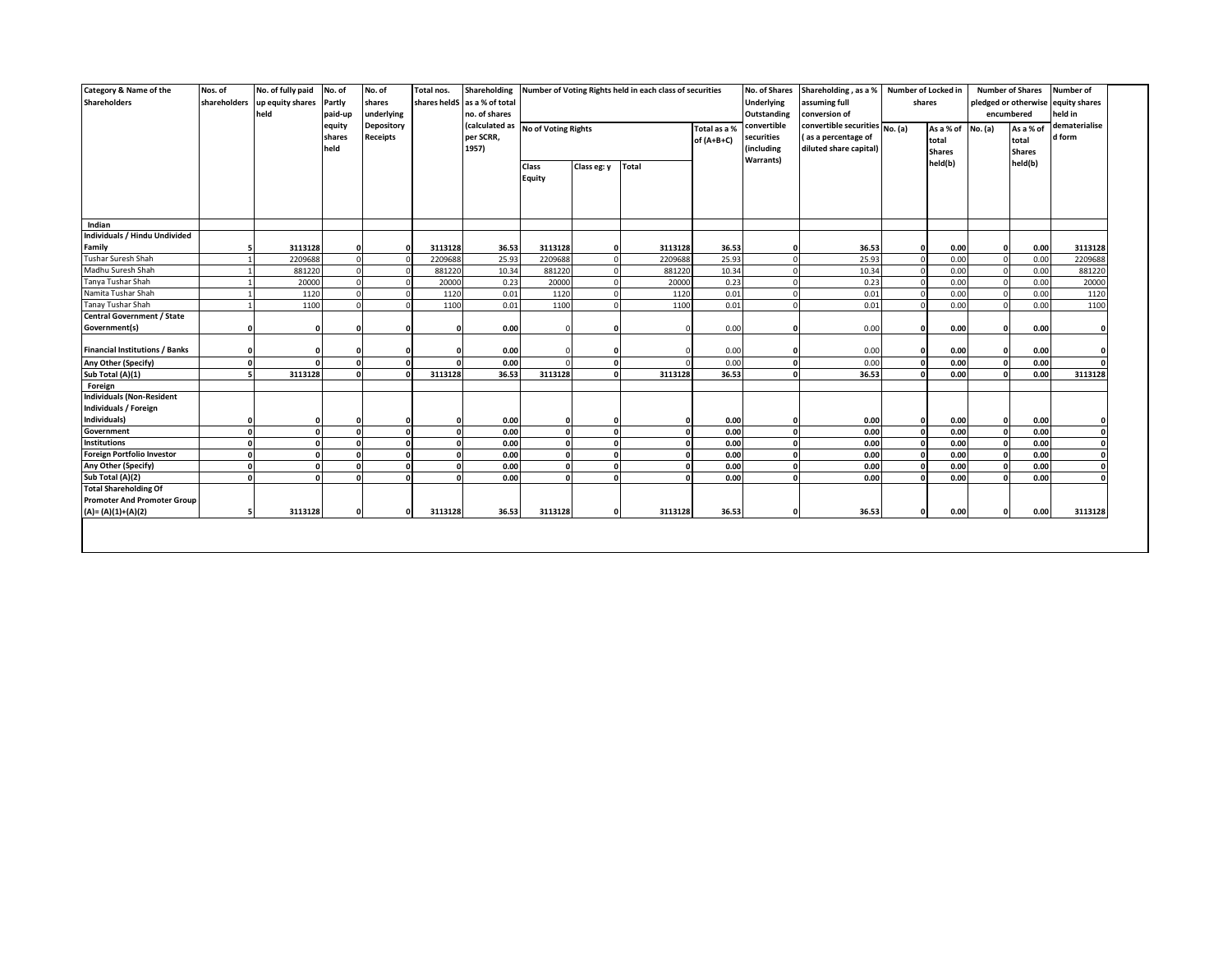| Category & Name of the Shareholders | Nos. of shareholders | No. of fully paid up equity shares held | No. of Partly paid-up equity shares held | No. of shares underlying Depository Receipts | Total nos. shares heldS | Shareholding as a % of total no. of shares (calculated as per SCRR, 1957) | Number of Voting Rights held in each class of securities | | | | No. of Shares Underlying Outstanding convertible securities (including Warrants) | Shareholding , as a % assuming full conversion of convertible securities ( as a percentage of diluted share capital) | Number of Locked in shares | | Number of Shares pledged or otherwise encumbered | | Number of equity shares held in dematerialised form |
|---|---|---|---|---|---|---|---|---|---|---|---|---|---|---|---|---|---|
| | | | | | | | No of Voting Rights | | | Total as a % of (A+B+C) | | | No. (a) | As a % of total Shares held(b) | No. (a) | As a % of total Shares held(b) | |
| | | | | | | | Class Equity | Class eg: y | Total | | | | | | | | |
| **Indian** | | | | | | | | | | | | | | | | | |
| **Individuals / Hindu Undivided Family** | 5 | 3113128 | 0 | 0 | 3113128 | 36.53 | 3113128 | 0 | 3113128 | 36.53 | 0 | 36.53 | 0 | 0.00 | 0 | 0.00 | 3113128 |
| Tushar Suresh Shah | 1 | 2209688 | 0 | 0 | 2209688 | 25.93 | 2209688 | 0 | 2209688 | 25.93 | 0 | 25.93 | 0 | 0.00 | 0 | 0.00 | 2209688 |
| Madhu Suresh Shah | 1 | 881220 | 0 | 0 | 881220 | 10.34 | 881220 | 0 | 881220 | 10.34 | 0 | 10.34 | 0 | 0.00 | 0 | 0.00 | 881220 |
| Tanya Tushar Shah | 1 | 20000 | 0 | 0 | 20000 | 0.23 | 20000 | 0 | 20000 | 0.23 | 0 | 0.23 | 0 | 0.00 | 0 | 0.00 | 20000 |
| Namita Tushar Shah | 1 | 1120 | 0 | 0 | 1120 | 0.01 | 1120 | 0 | 1120 | 0.01 | 0 | 0.01 | 0 | 0.00 | 0 | 0.00 | 1120 |
| Tanay Tushar Shah | 1 | 1100 | 0 | 0 | 1100 | 0.01 | 1100 | 0 | 1100 | 0.01 | 0 | 0.01 | 0 | 0.00 | 0 | 0.00 | 1100 |
| **Central Government / State Government(s)** | 0 | 0 | 0 | 0 | 0 | 0.00 | 0 | 0 | 0 | 0.00 | 0 | 0.00 | 0 | 0.00 | 0 | 0.00 | 0 |
| **Financial Institutions / Banks** | 0 | 0 | 0 | 0 | 0 | 0.00 | 0 | 0 | 0 | 0.00 | 0 | 0.00 | 0 | 0.00 | 0 | 0.00 | 0 |
| **Any Other (Specify)** | 0 | 0 | 0 | 0 | 0 | 0.00 | 0 | 0 | 0 | 0.00 | 0 | 0.00 | 0 | 0.00 | 0 | 0.00 | 0 |
| **Sub Total (A)(1)** | 5 | 3113128 | 0 | 0 | 3113128 | 36.53 | 3113128 | 0 | 3113128 | 36.53 | 0 | 36.53 | 0 | 0.00 | 0 | 0.00 | 3113128 |
| **Foreign** | | | | | | | | | | | | | | | | | |
| **Individuals (Non-Resident Individuals / Foreign Individuals)** | 0 | 0 | 0 | 0 | 0 | 0.00 | 0 | 0 | 0 | 0.00 | 0 | 0.00 | 0 | 0.00 | 0 | 0.00 | 0 |
| **Government** | 0 | 0 | 0 | 0 | 0 | 0.00 | 0 | 0 | 0 | 0.00 | 0 | 0.00 | 0 | 0.00 | 0 | 0.00 | 0 |
| **Institutions** | 0 | 0 | 0 | 0 | 0 | 0.00 | 0 | 0 | 0 | 0.00 | 0 | 0.00 | 0 | 0.00 | 0 | 0.00 | 0 |
| **Foreign Portfolio Investor** | 0 | 0 | 0 | 0 | 0 | 0.00 | 0 | 0 | 0 | 0.00 | 0 | 0.00 | 0 | 0.00 | 0 | 0.00 | 0 |
| **Any Other (Specify)** | 0 | 0 | 0 | 0 | 0 | 0.00 | 0 | 0 | 0 | 0.00 | 0 | 0.00 | 0 | 0.00 | 0 | 0.00 | 0 |
| **Sub Total (A)(2)** | 0 | 0 | 0 | 0 | 0 | 0.00 | 0 | 0 | 0 | 0.00 | 0 | 0.00 | 0 | 0.00 | 0 | 0.00 | 0 |
| **Total Shareholding Of Promoter And Promoter Group (A)= (A)(1)+(A)(2)** | 5 | 3113128 | 0 | 0 | 3113128 | 36.53 | 3113128 | 0 | 3113128 | 36.53 | 0 | 36.53 | 0 | 0.00 | 0 | 0.00 | 3113128 |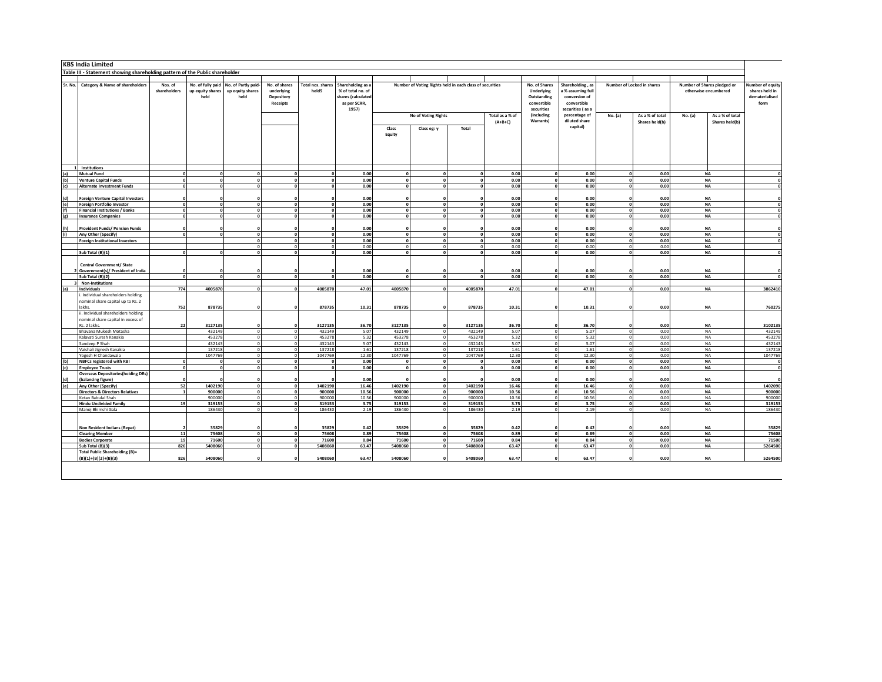## KBS India Limited

### Table III - Statement showing shareholding pattern of the Public shareholder

| Sr. No. | Category & Name of shareholders | Nos. of shareholders | No. of fully paid up equity shares held | No. of Partly paid-up equity shares held | No. of shares underlying Depository Receipts | Total nos. shares heldS | Shareholding as a % of total no. of shares (calculated as per SCRR, 1957) | Number of Voting Rights held in each class of securities | | | | No. of Shares Underlying Outstanding convertible securities (including Warrants) | Shareholding , as a % assuming full conversion of convertible securities ( as a percentage of diluted share capital) | Number of Locked in shares | | Number of Shares pledged or otherwise encumbered | | Number of equity shares held in dematerialised form |
|---|---|---|---|---|---|---|---|---|---|---|---|---|---|---|---|---|---|---|
| | | | | | | | | No of Voting Rights | | | Total as a % of (A+B+C) | | | No. (a) | As a % of total Shares held(b) | No. (a) | As a % of total Shares held(b) | |
| | | | | | | | | Class Equity | Class eg: y | Total | | | | | | | | |
| 1 | Institutions | | | | | | | | | | | | | | | | | |
| (a) | Mutual Fund | 0 | 0 | 0 | 0 | 0 | 0.00 | 0 | 0 | 0 | 0.00 | 0 | 0.00 | 0 | 0.00 | NA | | 0 |
| (b) | Venture Capital Funds | 0 | 0 | 0 | 0 | 0 | 0.00 | 0 | 0 | 0 | 0.00 | 0 | 0.00 | 0 | 0.00 | NA | | 0 |
| (c) | Alternate Investment Funds | 0 | 0 | 0 | 0 | 0 | 0.00 | 0 | 0 | 0 | 0.00 | 0 | 0.00 | 0 | 0.00 | NA | | 0 |
| (d) | Foreign Venture Capital Investors | 0 | 0 | 0 | 0 | 0 | 0.00 | 0 | 0 | 0 | 0.00 | 0 | 0.00 | 0 | 0.00 | NA | | 0 |
| (e) | Foreign Portfolio Investor | 0 | 0 | 0 | 0 | 0 | 0.00 | 0 | 0 | 0 | 0.00 | 0 | 0.00 | 0 | 0.00 | NA | | 0 |
| (f) | Financial Institutions / Banks | 0 | 0 | 0 | 0 | 0 | 0.00 | 0 | 0 | 0 | 0.00 | 0 | 0.00 | 0 | 0.00 | NA | | 0 |
| (g) | Insurance Companies | 0 | 0 | 0 | 0 | 0 | 0.00 | 0 | 0 | 0 | 0.00 | 0 | 0.00 | 0 | 0.00 | NA | | 0 |
| (h) | Provident Funds/ Pension Funds | 0 | 0 | 0 | 0 | 0 | 0.00 | 0 | 0 | 0 | 0.00 | 0 | 0.00 | 0 | 0.00 | NA | | 0 |
| (i) | Any Other (Specify) | 0 | 0 | 0 | 0 | 0 | 0.00 | 0 | 0 | 0 | 0.00 | 0 | 0.00 | 0 | 0.00 | NA | | 0 |
| | Foreign Institutional Investors | | | 0 | 0 | 0 | 0.00 | 0 | 0 | 0 | 0.00 | 0 | 0.00 | 0 | 0.00 | NA | | 0 |
| | | | | 0 | 0 | 0 | 0.00 | 0 | 0 | 0 | 0.00 | 0 | 0.00 | 0 | 0.00 | NA | | |
| | Sub Total (B)(1) | 0 | 0 | 0 | 0 | 0 | 0.00 | 0 | 0 | 0 | 0.00 | 0 | 0.00 | 0 | 0.00 | NA | | 0 |
| 2 | Central Government/ State Government(s)/ President of India | 0 | 0 | 0 | 0 | 0 | 0.00 | 0 | 0 | 0 | 0.00 | 0 | 0.00 | 0 | 0.00 | NA | | 0 |
| | Sub Total (B)(2) | 0 | 0 | 0 | 0 | 0 | 0.00 | 0 | 0 | 0 | 0.00 | 0 | 0.00 | 0 | 0.00 | NA | | 0 |
| 3 | Non-Institutions | | | | | | | | | | | | | | | | | |
| (a) | Individuals | 774 | 4005870 | 0 | 0 | 4005870 | 47.01 | 4005870 | 0 | 4005870 | 47.01 | 0 | 47.01 | 0 | 0.00 | NA | | 3862410 |
| | i. Individual shareholders holding nominal share capital up to Rs. 2 lakhs. | 752 | 878735 | 0 | 0 | 878735 | 10.31 | 878735 | 0 | 878735 | 10.31 | 0 | 10.31 | 0 | 0.00 | NA | | 760275 |
| | ii. Individual shareholders holding nominal share capital in excess of Rs. 2 lakhs. | 22 | 3127135 | 0 | 0 | 3127135 | 36.70 | 3127135 | 0 | 3127135 | 36.70 | 0 | 36.70 | 0 | 0.00 | NA | | 3102135 |
| | Bhavana Mukesh Motasha | | 432149 | 0 | 0 | 432149 | 5.07 | 432149 | 0 | 432149 | 5.07 | 0 | 5.07 | 0 | 0.00 | NA | | 432149 |
| | Kalavati Suresh Kanakia | | 453278 | 0 | 0 | 453278 | 5.32 | 453278 | 0 | 453278 | 5.32 | 0 | 5.32 | 0 | 0.00 | NA | | 453278 |
| | Sandeep P Shah | | 432143 | 0 | 0 | 432143 | 5.07 | 432143 | 0 | 432143 | 5.07 | 0 | 5.07 | 0 | 0.00 | NA | | 432143 |
| | Vaishali Jignesh Kanakia | | 137218 | 0 | 0 | 137218 | 1.61 | 137218 | 0 | 137218 | 1.61 | 0 | 1.61 | 0 | 0.00 | NA | | 137218 |
| | Yogesh H Chandawala | | 1047769 | 0 | 0 | 1047769 | 12.30 | 1047769 | 0 | 1047769 | 12.30 | 0 | 12.30 | 0 | 0.00 | NA | | 1047769 |
| (b) | NBFCs registered with RBI | 0 | 0 | 0 | 0 | 0 | 0.00 | 0 | 0 | 0 | 0.00 | 0 | 0.00 | 0 | 0.00 | NA | | 0 |
| (c) | Employee Trusts | 0 | 0 | 0 | 0 | 0 | 0.00 | 0 | 0 | 0 | 0.00 | 0 | 0.00 | 0 | 0.00 | NA | | 0 |
| (d) | Overseas Depositories(holding DRs) (balancing figure) | 0 | 0 | 0 | 0 | 0 | 0.00 | 0 | 0 | 0 | 0.00 | 0 | 0.00 | 0 | 0.00 | NA | | 0 |
| (e) | Any Other (Specify) | 52 | 1402190 | 0 | 0 | 1402190 | 16.46 | 1402190 | 0 | 1402190 | 16.46 | 0 | 16.46 | 0 | 0.00 | NA | | 1402090 |
| | Directors & Directors Relatives | 1 | 900000 | 0 | 0 | 900000 | 10.56 | 900000 | 0 | 900000 | 10.56 | 0 | 10.56 | 0 | 0.00 | NA | | 900000 |
| | Ketan Babulal Shah | | 900000 | 0 | 0 | 900000 | 10.56 | 900000 | 0 | 900000 | 10.56 | 0 | 10.56 | 0 | 0.00 | NA | | 900000 |
| | Hindu Undivided Family | 19 | 319153 | 0 | 0 | 319153 | 3.75 | 319153 | 0 | 319153 | 3.75 | 0 | 3.75 | 0 | 0.00 | NA | | 319153 |
| | Manoj Bhimshi Gala | | 186430 | 0 | 0 | 186430 | 2.19 | 186430 | 0 | 186430 | 2.19 | 0 | 2.19 | 0 | 0.00 | NA | | 186430 |
| | Non Resident Indians (Repat) | 2 | 35829 | 0 | 0 | 35829 | 0.42 | 35829 | 0 | 35829 | 0.42 | 0 | 0.42 | 0 | 0.00 | NA | | 35829 |
| | Clearing Member | 11 | 75608 | 0 | 0 | 75608 | 0.89 | 75608 | 0 | 75608 | 0.89 | 0 | 0.89 | 0 | 0.00 | NA | | 75608 |
| | Bodies Corporate | 19 | 71600 | 0 | 0 | 71600 | 0.84 | 71600 | 0 | 71600 | 0.84 | 0 | 0.84 | 0 | 0.00 | NA | | 71500 |
| | Sub Total (B)(3) | 826 | 5408060 | 0 | 0 | 5408060 | 63.47 | 5408060 | 0 | 5408060 | 63.47 | 0 | 63.47 | 0 | 0.00 | NA | | 5264500 |
| | Total Public Shareholding (B)= (B)(1)+(B)(2)+(B)(3) | 826 | 5408060 | 0 | 0 | 5408060 | 63.47 | 5408060 | 0 | 5408060 | 63.47 | 0 | 63.47 | 0 | 0.00 | NA | | 5264500 |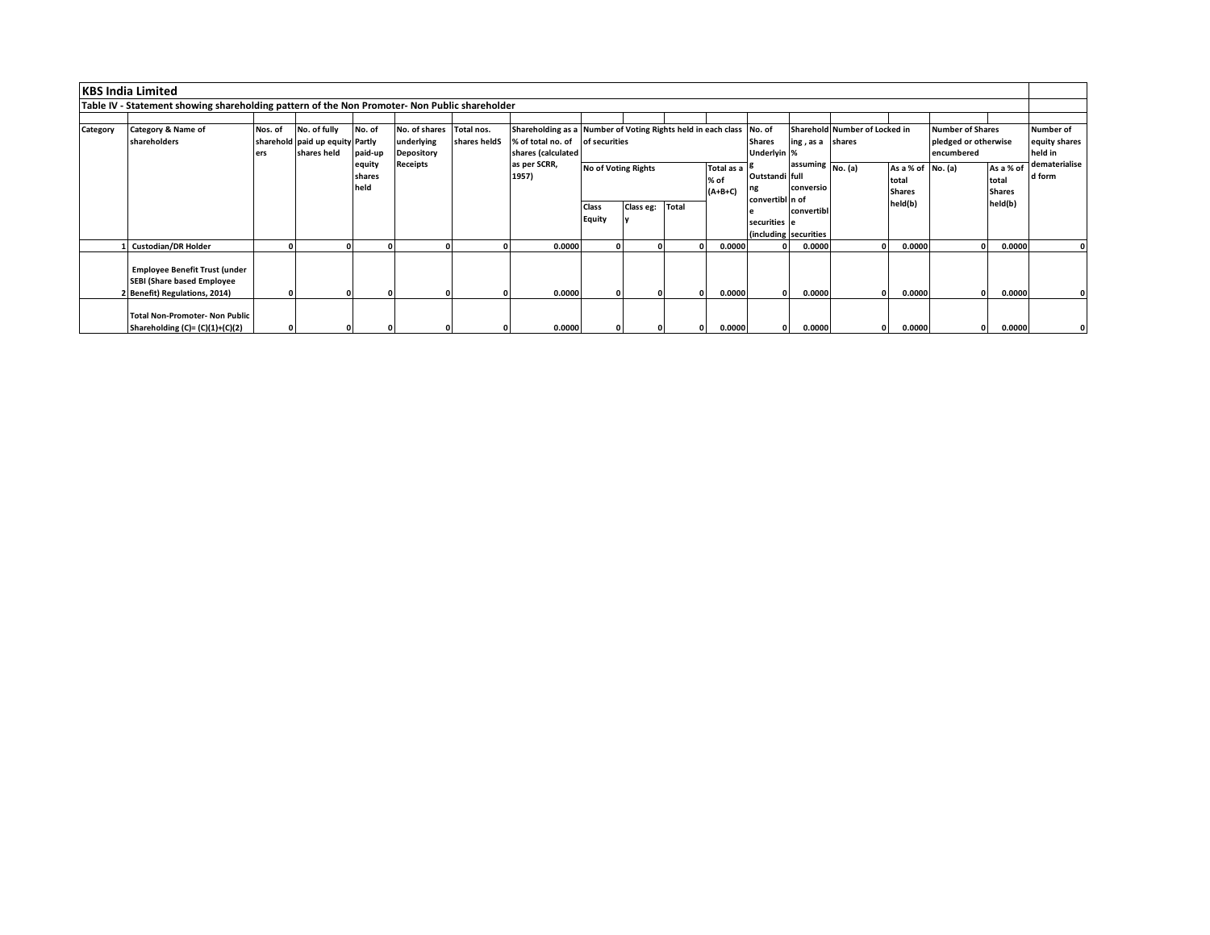## KBS India Limited

### Table IV - Statement showing shareholding pattern of the Non Promoter- Non Public shareholder

| Category | Category & Name of shareholders | Nos. of shareholders | No. of fully paid up equity shares held | No. of Partly paid-up equity shares held | No. of shares underlying Depository Receipts | Total nos. shares heldS | Shareholding as a % of total no. of shares (calculated as per SCRR, 1957) | Number of Voting Rights held in each class of securities | | | | No. of Shares Underlying Outstanding convertible securities (including | Shareholding , as a % assuming full conversion of convertible securities | Number of Locked in shares | | Number of Shares pledged or otherwise encumbered | | Number of equity shares held in dematerialised form |
|---|---|---|---|---|---|---|---|---|---|---|---|---|---|---|---|---|---|---|
| | | | | | | | | No of Voting Rights | | | Total as a % of (A+B+C) | | | No. (a) | As a % of total Shares held(b) | No. (a) | As a % of total Shares held(b) | |
| | | | | | | | | Class Equity | Class eg: y | Total | | | | | | | | |
| 1 | Custodian/DR Holder | 0 | 0 | 0 | 0 | 0 | 0.0000 | 0 | 0 | 0 | 0.0000 | 0 | 0.0000 | 0 | 0.0000 | 0 | 0.0000 | 0 |
| 2 | Employee Benefit Trust (under SEBI (Share based Employee Benefit) Regulations, 2014) | 0 | 0 | 0 | 0 | 0 | 0.0000 | 0 | 0 | 0 | 0.0000 | 0 | 0.0000 | 0 | 0.0000 | 0 | 0.0000 | 0 |
| | Total Non-Promoter- Non Public Shareholding (C)= (C)(1)+(C)(2) | 0 | 0 | 0 | 0 | 0 | 0.0000 | 0 | 0 | 0 | 0.0000 | 0 | 0.0000 | 0 | 0.0000 | 0 | 0.0000 | 0 |